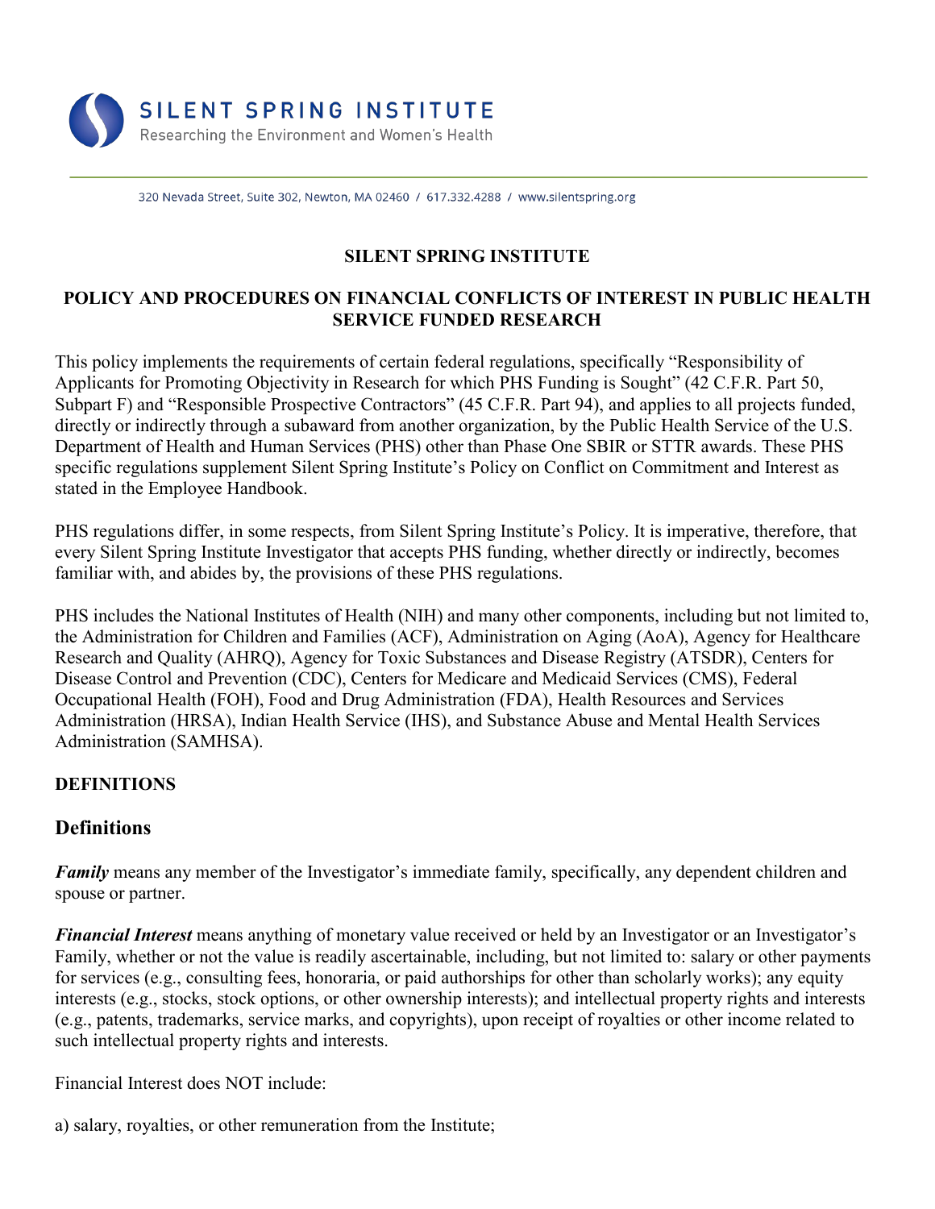SILENT SPRING INSTITUTE
Researching the Environment and Women's Health

320 Nevada Street, Suite 302, Newton, MA 02460 / 617.332.4288 / www.silentspring.org

# SILENT SPRING INSTITUTE

## POLICY AND PROCEDURES ON FINANCIAL CONFLICTS OF INTEREST IN PUBLIC HEALTH SERVICE FUNDED RESEARCH

This policy implements the requirements of certain federal regulations, specifically "Responsibility of Applicants for Promoting Objectivity in Research for which PHS Funding is Sought" (42 C.F.R. Part 50, Subpart F) and "Responsible Prospective Contractors" (45 C.F.R. Part 94), and applies to all projects funded, directly or indirectly through a subaward from another organization, by the Public Health Service of the U.S. Department of Health and Human Services (PHS) other than Phase One SBIR or STTR awards. These PHS specific regulations supplement Silent Spring Institute's Policy on Conflict on Commitment and Interest as stated in the Employee Handbook.

PHS regulations differ, in some respects, from Silent Spring Institute's Policy. It is imperative, therefore, that every Silent Spring Institute Investigator that accepts PHS funding, whether directly or indirectly, becomes familiar with, and abides by, the provisions of these PHS regulations.

PHS includes the National Institutes of Health (NIH) and many other components, including but not limited to, the Administration for Children and Families (ACF), Administration on Aging (AoA), Agency for Healthcare Research and Quality (AHRQ), Agency for Toxic Substances and Disease Registry (ATSDR), Centers for Disease Control and Prevention (CDC), Centers for Medicare and Medicaid Services (CMS), Federal Occupational Health (FOH), Food and Drug Administration (FDA), Health Resources and Services Administration (HRSA), Indian Health Service (IHS), and Substance Abuse and Mental Health Services Administration (SAMHSA).

**DEFINITIONS**

## Definitions

***Family*** means any member of the Investigator's immediate family, specifically, any dependent children and spouse or partner.

***Financial Interest*** means anything of monetary value received or held by an Investigator or an Investigator's Family, whether or not the value is readily ascertainable, including, but not limited to: salary or other payments for services (e.g., consulting fees, honoraria, or paid authorships for other than scholarly works); any equity interests (e.g., stocks, stock options, or other ownership interests); and intellectual property rights and interests (e.g., patents, trademarks, service marks, and copyrights), upon receipt of royalties or other income related to such intellectual property rights and interests.

Financial Interest does NOT include:

a) salary, royalties, or other remuneration from the Institute;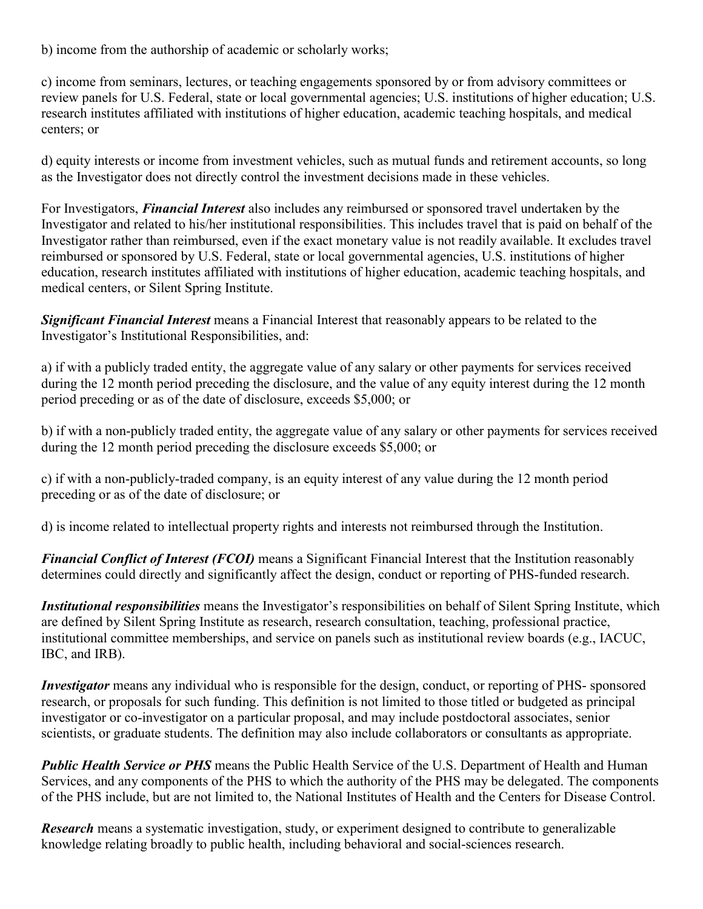b) income from the authorship of academic or scholarly works;

c) income from seminars, lectures, or teaching engagements sponsored by or from advisory committees or review panels for U.S. Federal, state or local governmental agencies; U.S. institutions of higher education; U.S. research institutes affiliated with institutions of higher education, academic teaching hospitals, and medical centers; or

d) equity interests or income from investment vehicles, such as mutual funds and retirement accounts, so long as the Investigator does not directly control the investment decisions made in these vehicles.

For Investigators, ***Financial Interest*** also includes any reimbursed or sponsored travel undertaken by the Investigator and related to his/her institutional responsibilities. This includes travel that is paid on behalf of the Investigator rather than reimbursed, even if the exact monetary value is not readily available. It excludes travel reimbursed or sponsored by U.S. Federal, state or local governmental agencies, U.S. institutions of higher education, research institutes affiliated with institutions of higher education, academic teaching hospitals, and medical centers, or Silent Spring Institute.

***Significant Financial Interest*** means a Financial Interest that reasonably appears to be related to the Investigator's Institutional Responsibilities, and:

a) if with a publicly traded entity, the aggregate value of any salary or other payments for services received during the 12 month period preceding the disclosure, and the value of any equity interest during the 12 month period preceding or as of the date of disclosure, exceeds $5,000; or

b) if with a non-publicly traded entity, the aggregate value of any salary or other payments for services received during the 12 month period preceding the disclosure exceeds $5,000; or

c) if with a non-publicly-traded company, is an equity interest of any value during the 12 month period preceding or as of the date of disclosure; or

d) is income related to intellectual property rights and interests not reimbursed through the Institution.

***Financial Conflict of Interest (FCOI)*** means a Significant Financial Interest that the Institution reasonably determines could directly and significantly affect the design, conduct or reporting of PHS-funded research.

***Institutional responsibilities*** means the Investigator's responsibilities on behalf of Silent Spring Institute, which are defined by Silent Spring Institute as research, research consultation, teaching, professional practice, institutional committee memberships, and service on panels such as institutional review boards (e.g., IACUC, IBC, and IRB).

***Investigator*** means any individual who is responsible for the design, conduct, or reporting of PHS- sponsored research, or proposals for such funding. This definition is not limited to those titled or budgeted as principal investigator or co-investigator on a particular proposal, and may include postdoctoral associates, senior scientists, or graduate students. The definition may also include collaborators or consultants as appropriate.

***Public Health Service or PHS*** means the Public Health Service of the U.S. Department of Health and Human Services, and any components of the PHS to which the authority of the PHS may be delegated. The components of the PHS include, but are not limited to, the National Institutes of Health and the Centers for Disease Control.

***Research*** means a systematic investigation, study, or experiment designed to contribute to generalizable knowledge relating broadly to public health, including behavioral and social-sciences research.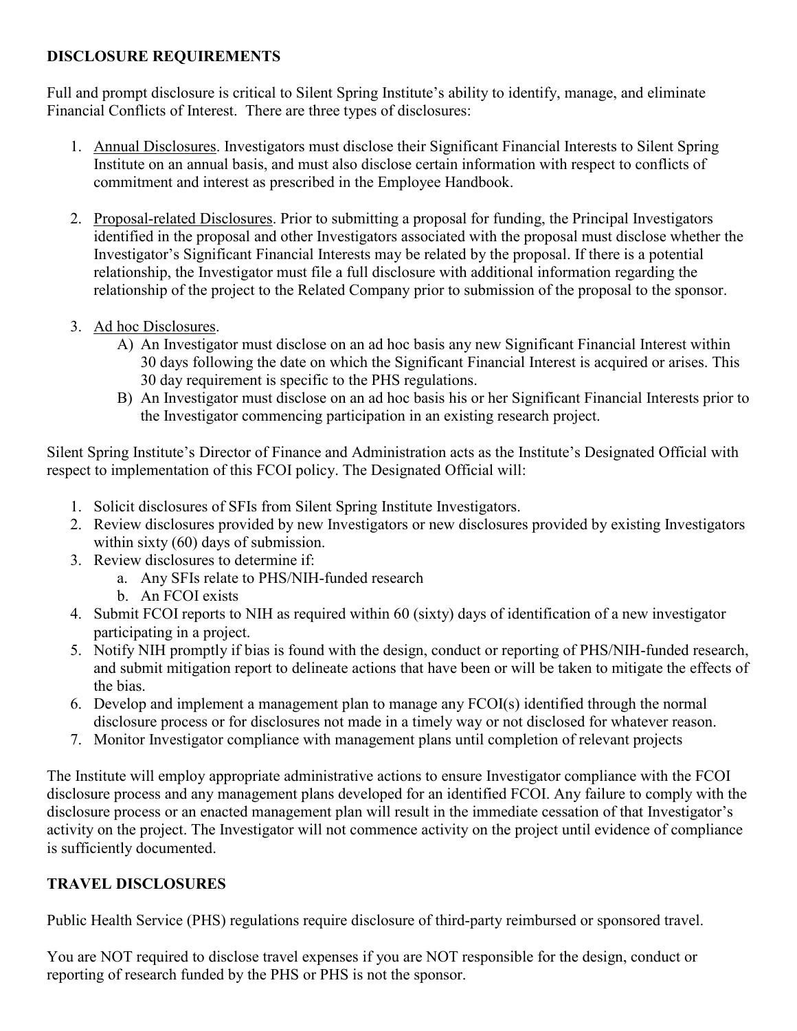## DISCLOSURE REQUIREMENTS

Full and prompt disclosure is critical to Silent Spring Institute's ability to identify, manage, and eliminate Financial Conflicts of Interest. There are three types of disclosures:

1. Annual Disclosures. Investigators must disclose their Significant Financial Interests to Silent Spring Institute on an annual basis, and must also disclose certain information with respect to conflicts of commitment and interest as prescribed in the Employee Handbook.

2. Proposal-related Disclosures. Prior to submitting a proposal for funding, the Principal Investigators identified in the proposal and other Investigators associated with the proposal must disclose whether the Investigator's Significant Financial Interests may be related by the proposal. If there is a potential relationship, the Investigator must file a full disclosure with additional information regarding the relationship of the project to the Related Company prior to submission of the proposal to the sponsor.

3. Ad hoc Disclosures.
   A) An Investigator must disclose on an ad hoc basis any new Significant Financial Interest within 30 days following the date on which the Significant Financial Interest is acquired or arises. This 30 day requirement is specific to the PHS regulations.
   B) An Investigator must disclose on an ad hoc basis his or her Significant Financial Interests prior to the Investigator commencing participation in an existing research project.

Silent Spring Institute's Director of Finance and Administration acts as the Institute's Designated Official with respect to implementation of this FCOI policy. The Designated Official will:

1. Solicit disclosures of SFIs from Silent Spring Institute Investigators.
2. Review disclosures provided by new Investigators or new disclosures provided by existing Investigators within sixty (60) days of submission.
3. Review disclosures to determine if:
   a. Any SFIs relate to PHS/NIH-funded research
   b. An FCOI exists
4. Submit FCOI reports to NIH as required within 60 (sixty) days of identification of a new investigator participating in a project.
5. Notify NIH promptly if bias is found with the design, conduct or reporting of PHS/NIH-funded research, and submit mitigation report to delineate actions that have been or will be taken to mitigate the effects of the bias.
6. Develop and implement a management plan to manage any FCOI(s) identified through the normal disclosure process or for disclosures not made in a timely way or not disclosed for whatever reason.
7. Monitor Investigator compliance with management plans until completion of relevant projects

The Institute will employ appropriate administrative actions to ensure Investigator compliance with the FCOI disclosure process and any management plans developed for an identified FCOI. Any failure to comply with the disclosure process or an enacted management plan will result in the immediate cessation of that Investigator's activity on the project. The Investigator will not commence activity on the project until evidence of compliance is sufficiently documented.

## TRAVEL DISCLOSURES

Public Health Service (PHS) regulations require disclosure of third-party reimbursed or sponsored travel.

You are NOT required to disclose travel expenses if you are NOT responsible for the design, conduct or reporting of research funded by the PHS or PHS is not the sponsor.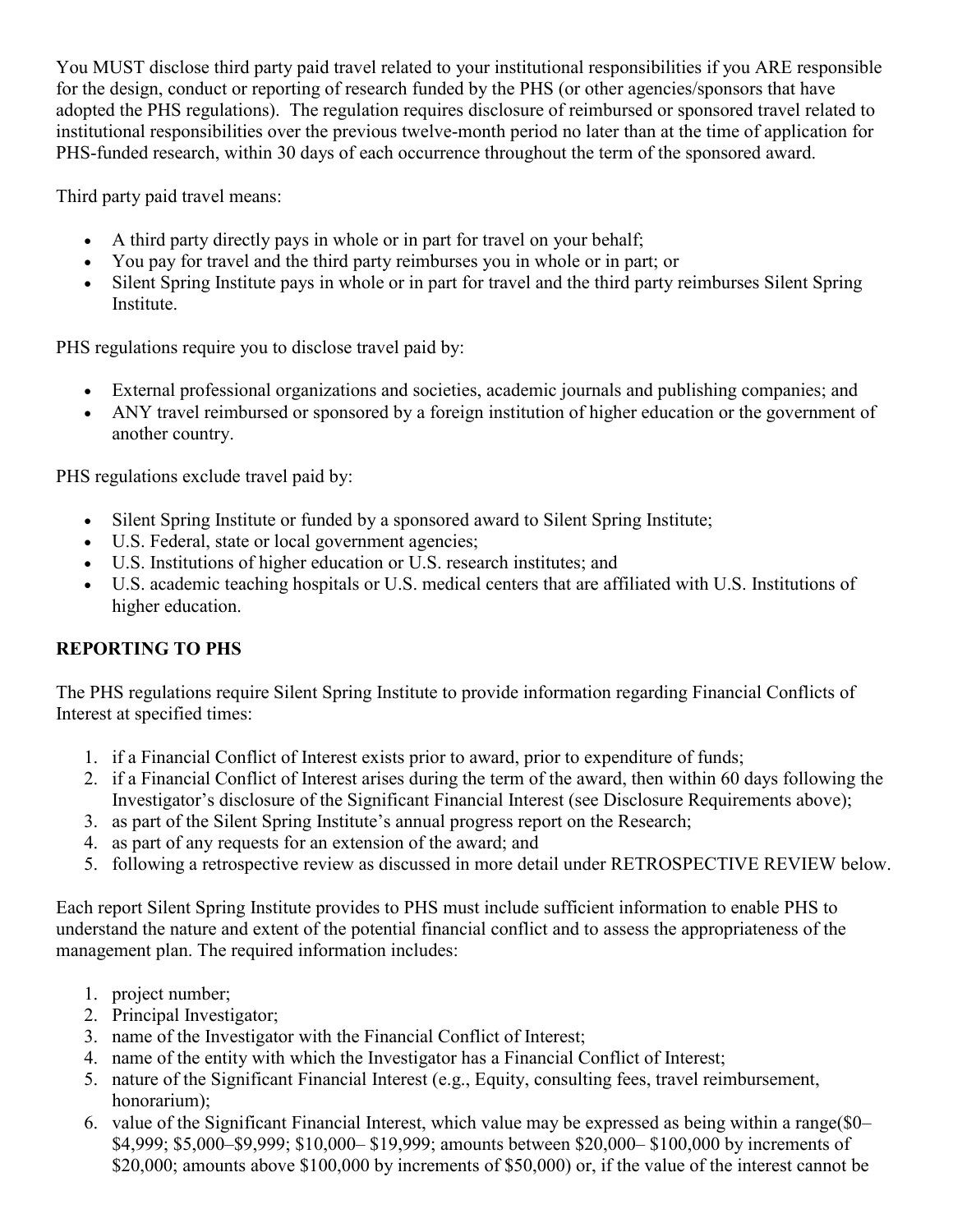You MUST disclose third party paid travel related to your institutional responsibilities if you ARE responsible for the design, conduct or reporting of research funded by the PHS (or other agencies/sponsors that have adopted the PHS regulations). The regulation requires disclosure of reimbursed or sponsored travel related to institutional responsibilities over the previous twelve-month period no later than at the time of application for PHS-funded research, within 30 days of each occurrence throughout the term of the sponsored award.

Third party paid travel means:

- A third party directly pays in whole or in part for travel on your behalf;
- You pay for travel and the third party reimburses you in whole or in part; or
- Silent Spring Institute pays in whole or in part for travel and the third party reimburses Silent Spring Institute.

PHS regulations require you to disclose travel paid by:

- External professional organizations and societies, academic journals and publishing companies; and
- ANY travel reimbursed or sponsored by a foreign institution of higher education or the government of another country.

PHS regulations exclude travel paid by:

- Silent Spring Institute or funded by a sponsored award to Silent Spring Institute;
- U.S. Federal, state or local government agencies;
- U.S. Institutions of higher education or U.S. research institutes; and
- U.S. academic teaching hospitals or U.S. medical centers that are affiliated with U.S. Institutions of higher education.

**REPORTING TO PHS**

The PHS regulations require Silent Spring Institute to provide information regarding Financial Conflicts of Interest at specified times:

1. if a Financial Conflict of Interest exists prior to award, prior to expenditure of funds;
2. if a Financial Conflict of Interest arises during the term of the award, then within 60 days following the Investigator's disclosure of the Significant Financial Interest (see Disclosure Requirements above);
3. as part of the Silent Spring Institute's annual progress report on the Research;
4. as part of any requests for an extension of the award; and
5. following a retrospective review as discussed in more detail under RETROSPECTIVE REVIEW below.

Each report Silent Spring Institute provides to PHS must include sufficient information to enable PHS to understand the nature and extent of the potential financial conflict and to assess the appropriateness of the management plan. The required information includes:

1. project number;
2. Principal Investigator;
3. name of the Investigator with the Financial Conflict of Interest;
4. name of the entity with which the Investigator has a Financial Conflict of Interest;
5. nature of the Significant Financial Interest (e.g., Equity, consulting fees, travel reimbursement, honorarium);
6. value of the Significant Financial Interest, which value may be expressed as being within a range($0–$4,999; $5,000–$9,999; $10,000– $19,999; amounts between $20,000– $100,000 by increments of $20,000; amounts above $100,000 by increments of $50,000) or, if the value of the interest cannot be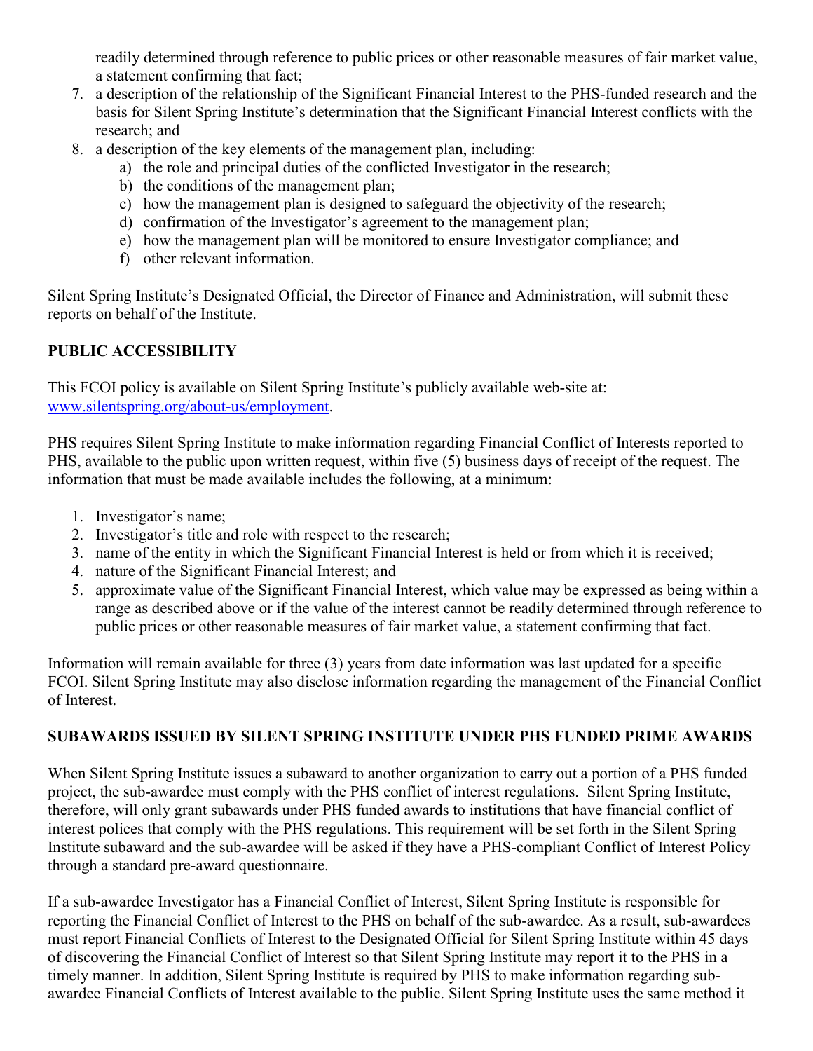readily determined through reference to public prices or other reasonable measures of fair market value, a statement confirming that fact;

7. a description of the relationship of the Significant Financial Interest to the PHS-funded research and the basis for Silent Spring Institute's determination that the Significant Financial Interest conflicts with the research; and
8. a description of the key elements of the management plan, including:
   a) the role and principal duties of the conflicted Investigator in the research;
   b) the conditions of the management plan;
   c) how the management plan is designed to safeguard the objectivity of the research;
   d) confirmation of the Investigator's agreement to the management plan;
   e) how the management plan will be monitored to ensure Investigator compliance; and
   f) other relevant information.

Silent Spring Institute's Designated Official, the Director of Finance and Administration, will submit these reports on behalf of the Institute.

**PUBLIC ACCESSIBILITY**

This FCOI policy is available on Silent Spring Institute's publicly available web-site at: [www.silentspring.org/about-us/employment](www.silentspring.org/about-us/employment).

PHS requires Silent Spring Institute to make information regarding Financial Conflict of Interests reported to PHS, available to the public upon written request, within five (5) business days of receipt of the request. The information that must be made available includes the following, at a minimum:

1. Investigator's name;
2. Investigator's title and role with respect to the research;
3. name of the entity in which the Significant Financial Interest is held or from which it is received;
4. nature of the Significant Financial Interest; and
5. approximate value of the Significant Financial Interest, which value may be expressed as being within a range as described above or if the value of the interest cannot be readily determined through reference to public prices or other reasonable measures of fair market value, a statement confirming that fact.

Information will remain available for three (3) years from date information was last updated for a specific FCOI. Silent Spring Institute may also disclose information regarding the management of the Financial Conflict of Interest.

**SUBAWARDS ISSUED BY SILENT SPRING INSTITUTE UNDER PHS FUNDED PRIME AWARDS**

When Silent Spring Institute issues a subaward to another organization to carry out a portion of a PHS funded project, the sub-awardee must comply with the PHS conflict of interest regulations. Silent Spring Institute, therefore, will only grant subawards under PHS funded awards to institutions that have financial conflict of interest polices that comply with the PHS regulations. This requirement will be set forth in the Silent Spring Institute subaward and the sub-awardee will be asked if they have a PHS-compliant Conflict of Interest Policy through a standard pre-award questionnaire.

If a sub-awardee Investigator has a Financial Conflict of Interest, Silent Spring Institute is responsible for reporting the Financial Conflict of Interest to the PHS on behalf of the sub-awardee. As a result, sub-awardees must report Financial Conflicts of Interest to the Designated Official for Silent Spring Institute within 45 days of discovering the Financial Conflict of Interest so that Silent Spring Institute may report it to the PHS in a timely manner. In addition, Silent Spring Institute is required by PHS to make information regarding sub-awardee Financial Conflicts of Interest available to the public. Silent Spring Institute uses the same method it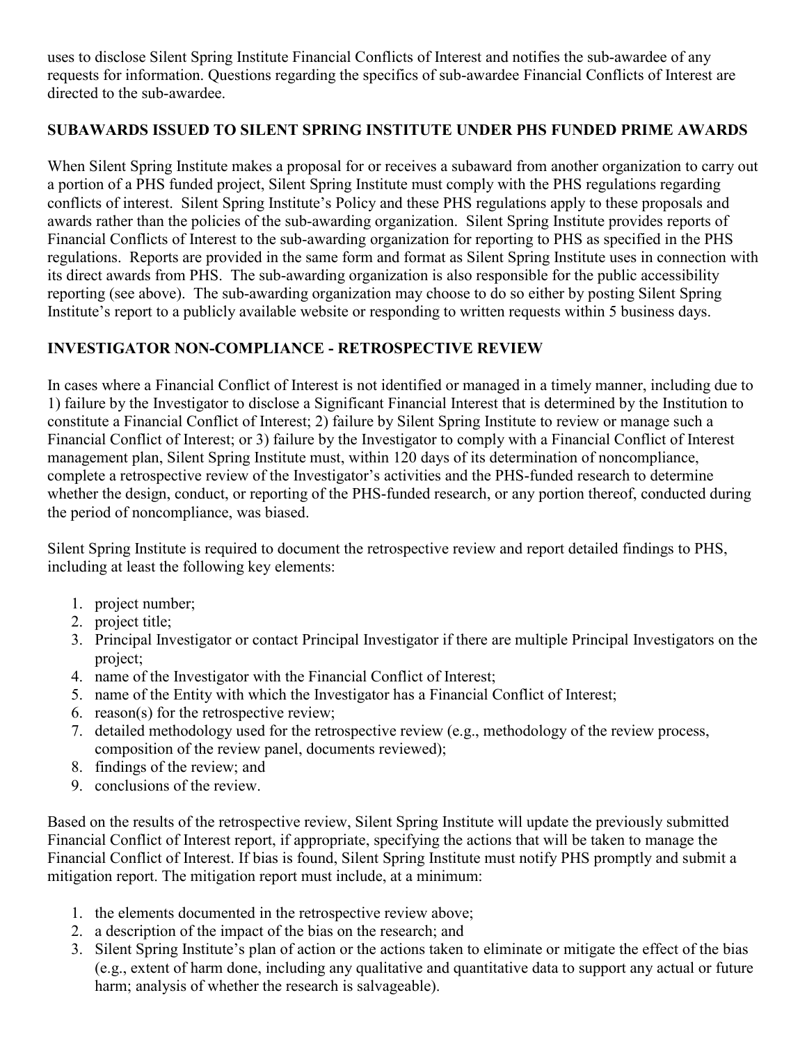uses to disclose Silent Spring Institute Financial Conflicts of Interest and notifies the sub-awardee of any requests for information. Questions regarding the specifics of sub-awardee Financial Conflicts of Interest are directed to the sub-awardee.

## SUBAWARDS ISSUED TO SILENT SPRING INSTITUTE UNDER PHS FUNDED PRIME AWARDS

When Silent Spring Institute makes a proposal for or receives a subaward from another organization to carry out a portion of a PHS funded project, Silent Spring Institute must comply with the PHS regulations regarding conflicts of interest. Silent Spring Institute's Policy and these PHS regulations apply to these proposals and awards rather than the policies of the sub-awarding organization. Silent Spring Institute provides reports of Financial Conflicts of Interest to the sub-awarding organization for reporting to PHS as specified in the PHS regulations. Reports are provided in the same form and format as Silent Spring Institute uses in connection with its direct awards from PHS. The sub-awarding organization is also responsible for the public accessibility reporting (see above). The sub-awarding organization may choose to do so either by posting Silent Spring Institute's report to a publicly available website or responding to written requests within 5 business days.

## INVESTIGATOR NON-COMPLIANCE - RETROSPECTIVE REVIEW

In cases where a Financial Conflict of Interest is not identified or managed in a timely manner, including due to 1) failure by the Investigator to disclose a Significant Financial Interest that is determined by the Institution to constitute a Financial Conflict of Interest; 2) failure by Silent Spring Institute to review or manage such a Financial Conflict of Interest; or 3) failure by the Investigator to comply with a Financial Conflict of Interest management plan, Silent Spring Institute must, within 120 days of its determination of noncompliance, complete a retrospective review of the Investigator's activities and the PHS-funded research to determine whether the design, conduct, or reporting of the PHS-funded research, or any portion thereof, conducted during the period of noncompliance, was biased.

Silent Spring Institute is required to document the retrospective review and report detailed findings to PHS, including at least the following key elements:

1. project number;
2. project title;
3. Principal Investigator or contact Principal Investigator if there are multiple Principal Investigators on the project;
4. name of the Investigator with the Financial Conflict of Interest;
5. name of the Entity with which the Investigator has a Financial Conflict of Interest;
6. reason(s) for the retrospective review;
7. detailed methodology used for the retrospective review (e.g., methodology of the review process, composition of the review panel, documents reviewed);
8. findings of the review; and
9. conclusions of the review.

Based on the results of the retrospective review, Silent Spring Institute will update the previously submitted Financial Conflict of Interest report, if appropriate, specifying the actions that will be taken to manage the Financial Conflict of Interest. If bias is found, Silent Spring Institute must notify PHS promptly and submit a mitigation report. The mitigation report must include, at a minimum:

1. the elements documented in the retrospective review above;
2. a description of the impact of the bias on the research; and
3. Silent Spring Institute's plan of action or the actions taken to eliminate or mitigate the effect of the bias (e.g., extent of harm done, including any qualitative and quantitative data to support any actual or future harm; analysis of whether the research is salvageable).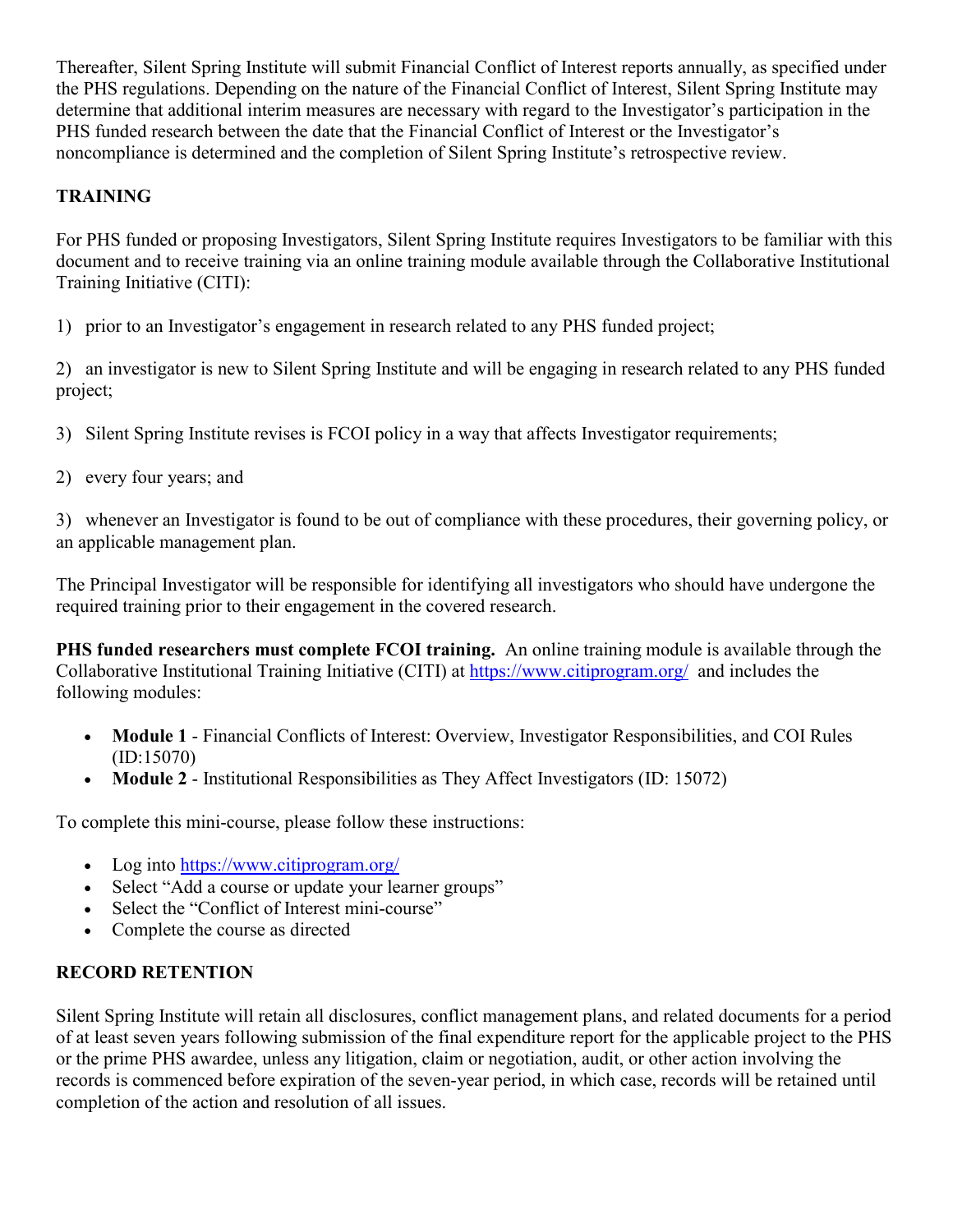Thereafter, Silent Spring Institute will submit Financial Conflict of Interest reports annually, as specified under the PHS regulations. Depending on the nature of the Financial Conflict of Interest, Silent Spring Institute may determine that additional interim measures are necessary with regard to the Investigator's participation in the PHS funded research between the date that the Financial Conflict of Interest or the Investigator's noncompliance is determined and the completion of Silent Spring Institute's retrospective review.

## TRAINING

For PHS funded or proposing Investigators, Silent Spring Institute requires Investigators to be familiar with this document and to receive training via an online training module available through the Collaborative Institutional Training Initiative (CITI):

1) prior to an Investigator's engagement in research related to any PHS funded project;

2) an investigator is new to Silent Spring Institute and will be engaging in research related to any PHS funded project;

3) Silent Spring Institute revises is FCOI policy in a way that affects Investigator requirements;

2) every four years; and

3) whenever an Investigator is found to be out of compliance with these procedures, their governing policy, or an applicable management plan.

The Principal Investigator will be responsible for identifying all investigators who should have undergone the required training prior to their engagement in the covered research.

**PHS funded researchers must complete FCOI training.** An online training module is available through the Collaborative Institutional Training Initiative (CITI) at https://www.citiprogram.org/ and includes the following modules:

- **Module 1** - Financial Conflicts of Interest: Overview, Investigator Responsibilities, and COI Rules (ID:15070)
- **Module 2** - Institutional Responsibilities as They Affect Investigators (ID: 15072)

To complete this mini-course, please follow these instructions:

- Log into https://www.citiprogram.org/
- Select "Add a course or update your learner groups"
- Select the "Conflict of Interest mini-course"
- Complete the course as directed

## RECORD RETENTION

Silent Spring Institute will retain all disclosures, conflict management plans, and related documents for a period of at least seven years following submission of the final expenditure report for the applicable project to the PHS or the prime PHS awardee, unless any litigation, claim or negotiation, audit, or other action involving the records is commenced before expiration of the seven-year period, in which case, records will be retained until completion of the action and resolution of all issues.